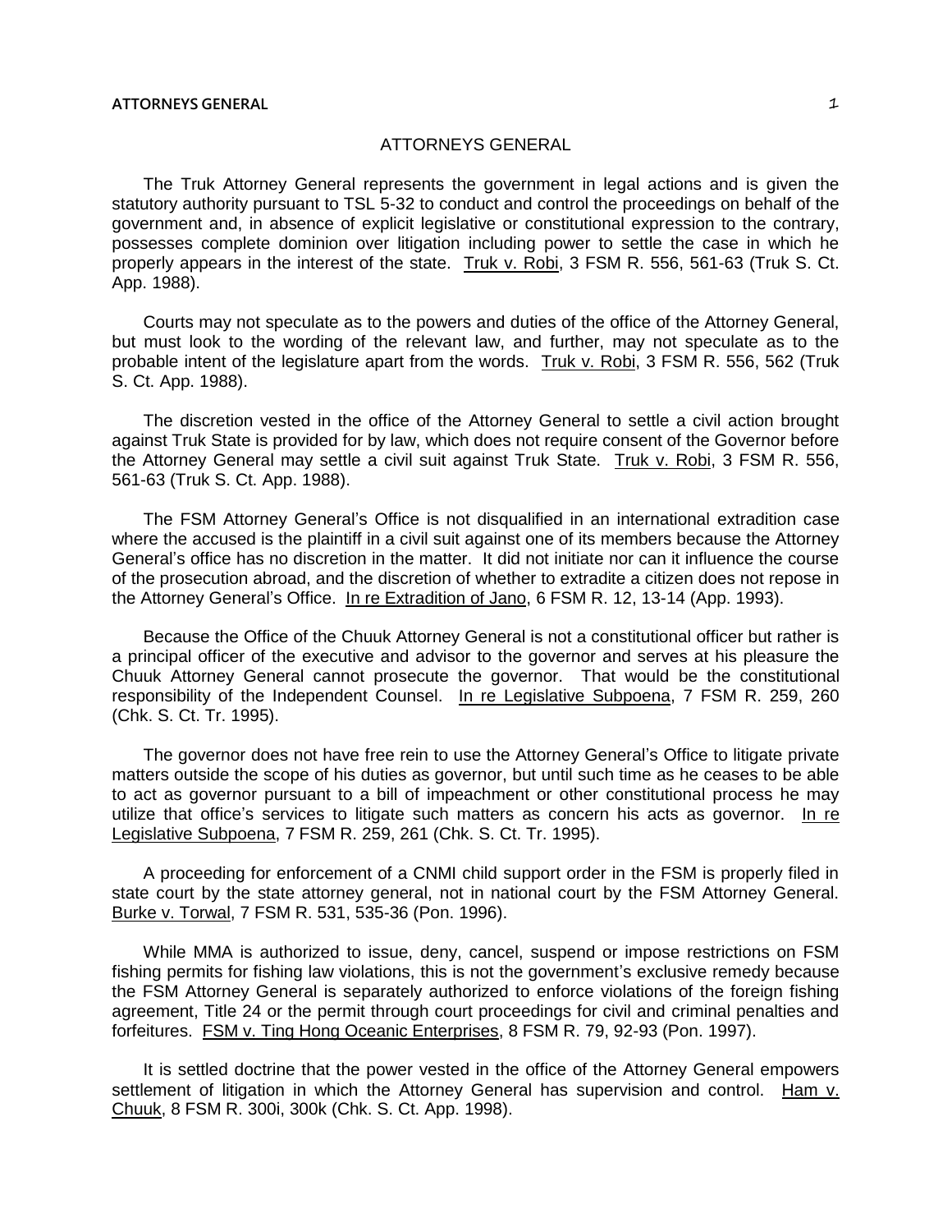# ATTORNEYS GENERAL

The Truk Attorney General represents the government in legal actions and is given the statutory authority pursuant to TSL 5-32 to conduct and control the proceedings on behalf of the government and, in absence of explicit legislative or constitutional expression to the contrary, possesses complete dominion over litigation including power to settle the case in which he properly appears in the interest of the state. Truk v. Robi, 3 FSM R. 556, 561-63 (Truk S. Ct. App. 1988).

Courts may not speculate as to the powers and duties of the office of the Attorney General, but must look to the wording of the relevant law, and further, may not speculate as to the probable intent of the legislature apart from the words. Truk v. Robi, 3 FSM R. 556, 562 (Truk S. Ct. App. 1988).

The discretion vested in the office of the Attorney General to settle a civil action brought against Truk State is provided for by law, which does not require consent of the Governor before the Attorney General may settle a civil suit against Truk State. Truk v. Robi, 3 FSM R. 556, 561-63 (Truk S. Ct. App. 1988).

The FSM Attorney General's Office is not disqualified in an international extradition case where the accused is the plaintiff in a civil suit against one of its members because the Attorney General's office has no discretion in the matter. It did not initiate nor can it influence the course of the prosecution abroad, and the discretion of whether to extradite a citizen does not repose in the Attorney General's Office. In re Extradition of Jano, 6 FSM R. 12, 13-14 (App. 1993).

Because the Office of the Chuuk Attorney General is not a constitutional officer but rather is a principal officer of the executive and advisor to the governor and serves at his pleasure the Chuuk Attorney General cannot prosecute the governor. That would be the constitutional responsibility of the Independent Counsel. In re Legislative Subpoena, 7 FSM R. 259, 260 (Chk. S. Ct. Tr. 1995).

The governor does not have free rein to use the Attorney General's Office to litigate private matters outside the scope of his duties as governor, but until such time as he ceases to be able to act as governor pursuant to a bill of impeachment or other constitutional process he may utilize that office's services to litigate such matters as concern his acts as governor. In re Legislative Subpoena, 7 FSM R. 259, 261 (Chk. S. Ct. Tr. 1995).

A proceeding for enforcement of a CNMI child support order in the FSM is properly filed in state court by the state attorney general, not in national court by the FSM Attorney General. Burke v. Torwal, 7 FSM R. 531, 535-36 (Pon. 1996).

While MMA is authorized to issue, deny, cancel, suspend or impose restrictions on FSM fishing permits for fishing law violations, this is not the government's exclusive remedy because the FSM Attorney General is separately authorized to enforce violations of the foreign fishing agreement, Title 24 or the permit through court proceedings for civil and criminal penalties and forfeitures. FSM v. Ting Hong Oceanic Enterprises, 8 FSM R. 79, 92-93 (Pon. 1997).

It is settled doctrine that the power vested in the office of the Attorney General empowers settlement of litigation in which the Attorney General has supervision and control. Ham v. Chuuk, 8 FSM R. 300i, 300k (Chk. S. Ct. App. 1998).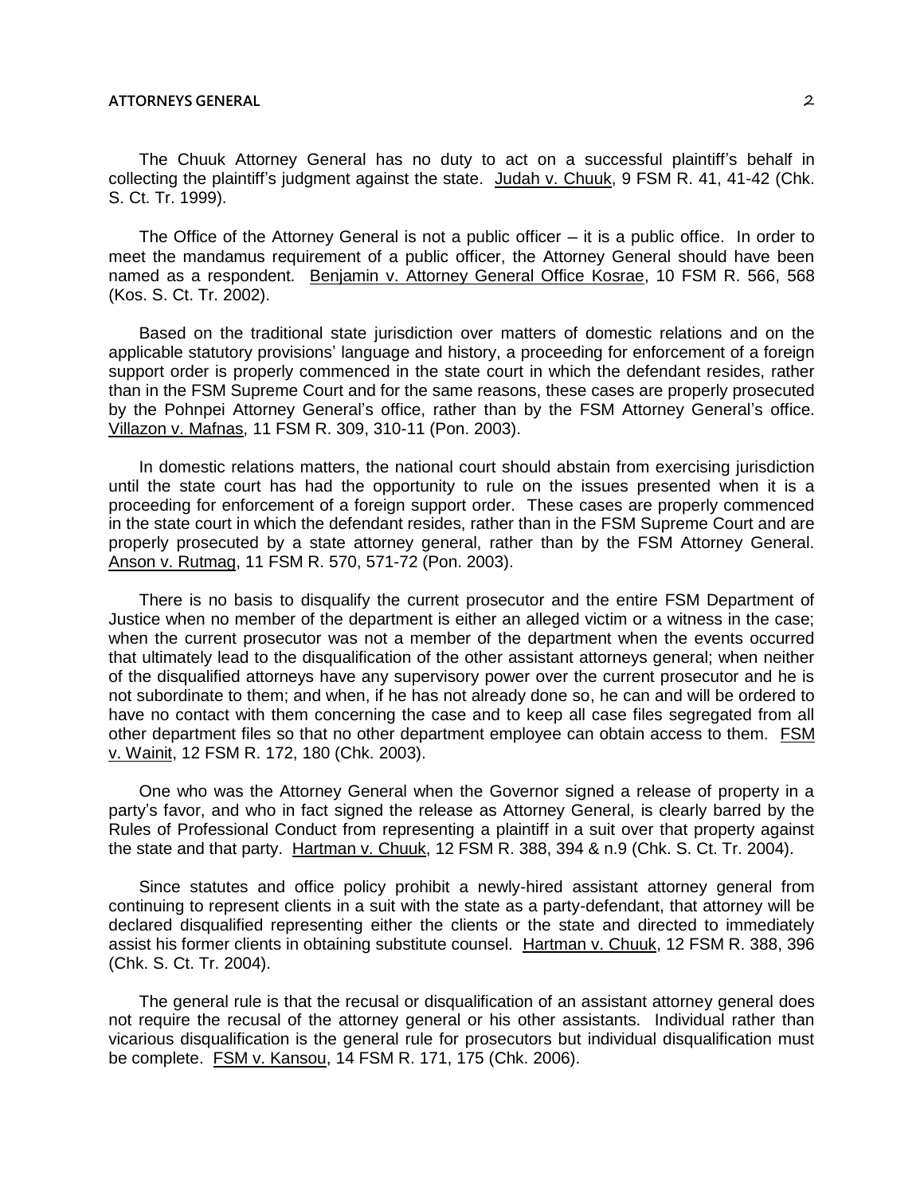The Chuuk Attorney General has no duty to act on a successful plaintiff's behalf in collecting the plaintiff's judgment against the state. Judah v. Chuuk, 9 FSM R. 41, 41-42 (Chk. S. Ct. Tr. 1999).

The Office of the Attorney General is not a public officer – it is a public office. In order to meet the mandamus requirement of a public officer, the Attorney General should have been named as a respondent. Benjamin v. Attorney General Office Kosrae, 10 FSM R. 566, 568 (Kos. S. Ct. Tr. 2002).

Based on the traditional state jurisdiction over matters of domestic relations and on the applicable statutory provisions' language and history, a proceeding for enforcement of a foreign support order is properly commenced in the state court in which the defendant resides, rather than in the FSM Supreme Court and for the same reasons, these cases are properly prosecuted by the Pohnpei Attorney General's office, rather than by the FSM Attorney General's office. Villazon v. Mafnas, 11 FSM R. 309, 310-11 (Pon. 2003).

In domestic relations matters, the national court should abstain from exercising jurisdiction until the state court has had the opportunity to rule on the issues presented when it is a proceeding for enforcement of a foreign support order. These cases are properly commenced in the state court in which the defendant resides, rather than in the FSM Supreme Court and are properly prosecuted by a state attorney general, rather than by the FSM Attorney General. Anson v. Rutmag, 11 FSM R. 570, 571-72 (Pon. 2003).

There is no basis to disqualify the current prosecutor and the entire FSM Department of Justice when no member of the department is either an alleged victim or a witness in the case; when the current prosecutor was not a member of the department when the events occurred that ultimately lead to the disqualification of the other assistant attorneys general; when neither of the disqualified attorneys have any supervisory power over the current prosecutor and he is not subordinate to them; and when, if he has not already done so, he can and will be ordered to have no contact with them concerning the case and to keep all case files segregated from all other department files so that no other department employee can obtain access to them. FSM v. Wainit, 12 FSM R. 172, 180 (Chk. 2003).

One who was the Attorney General when the Governor signed a release of property in a party's favor, and who in fact signed the release as Attorney General, is clearly barred by the Rules of Professional Conduct from representing a plaintiff in a suit over that property against the state and that party. Hartman v. Chuuk, 12 FSM R. 388, 394 & n.9 (Chk. S. Ct. Tr. 2004).

Since statutes and office policy prohibit a newly-hired assistant attorney general from continuing to represent clients in a suit with the state as a party-defendant, that attorney will be declared disqualified representing either the clients or the state and directed to immediately assist his former clients in obtaining substitute counsel. Hartman v. Chuuk, 12 FSM R. 388, 396 (Chk. S. Ct. Tr. 2004).

The general rule is that the recusal or disqualification of an assistant attorney general does not require the recusal of the attorney general or his other assistants. Individual rather than vicarious disqualification is the general rule for prosecutors but individual disqualification must be complete. FSM v. Kansou, 14 FSM R. 171, 175 (Chk. 2006).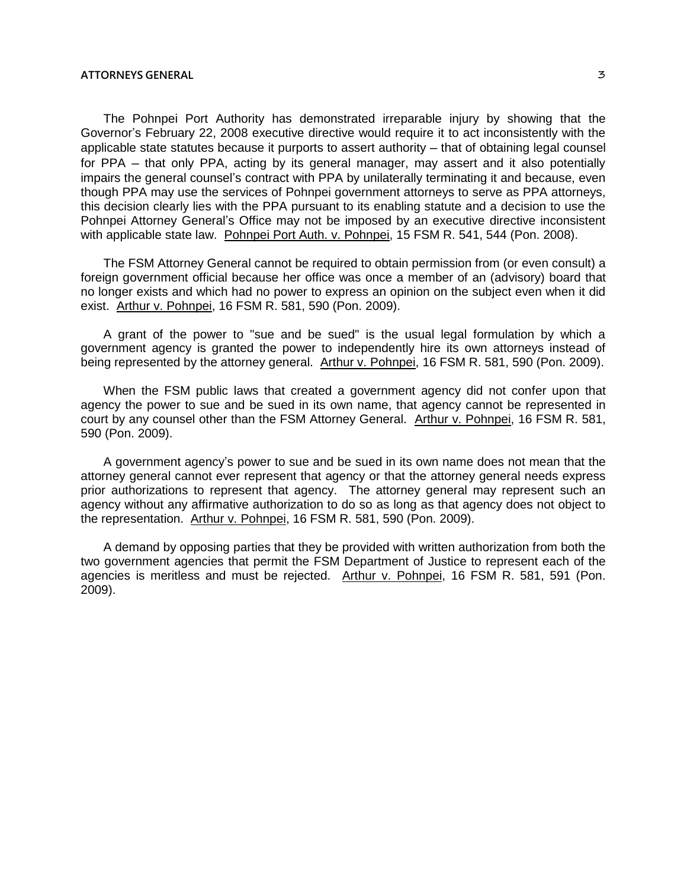The Pohnpei Port Authority has demonstrated irreparable injury by showing that the Governor's February 22, 2008 executive directive would require it to act inconsistently with the applicable state statutes because it purports to assert authority – that of obtaining legal counsel for PPA – that only PPA, acting by its general manager, may assert and it also potentially impairs the general counsel's contract with PPA by unilaterally terminating it and because, even though PPA may use the services of Pohnpei government attorneys to serve as PPA attorneys, this decision clearly lies with the PPA pursuant to its enabling statute and a decision to use the Pohnpei Attorney General's Office may not be imposed by an executive directive inconsistent with applicable state law. Pohnpei Port Auth. v. Pohnpei, 15 FSM R. 541, 544 (Pon. 2008).

The FSM Attorney General cannot be required to obtain permission from (or even consult) a foreign government official because her office was once a member of an (advisory) board that no longer exists and which had no power to express an opinion on the subject even when it did exist. Arthur v. Pohnpei, 16 FSM R. 581, 590 (Pon. 2009).

A grant of the power to "sue and be sued" is the usual legal formulation by which a government agency is granted the power to independently hire its own attorneys instead of being represented by the attorney general. Arthur v. Pohnpei, 16 FSM R. 581, 590 (Pon. 2009).

When the FSM public laws that created a government agency did not confer upon that agency the power to sue and be sued in its own name, that agency cannot be represented in court by any counsel other than the FSM Attorney General. Arthur v. Pohnpei, 16 FSM R. 581, 590 (Pon. 2009).

A government agency's power to sue and be sued in its own name does not mean that the attorney general cannot ever represent that agency or that the attorney general needs express prior authorizations to represent that agency. The attorney general may represent such an agency without any affirmative authorization to do so as long as that agency does not object to the representation. Arthur v. Pohnpei, 16 FSM R. 581, 590 (Pon. 2009).

A demand by opposing parties that they be provided with written authorization from both the two government agencies that permit the FSM Department of Justice to represent each of the agencies is meritless and must be rejected. Arthur v. Pohnpei, 16 FSM R. 581, 591 (Pon. 2009).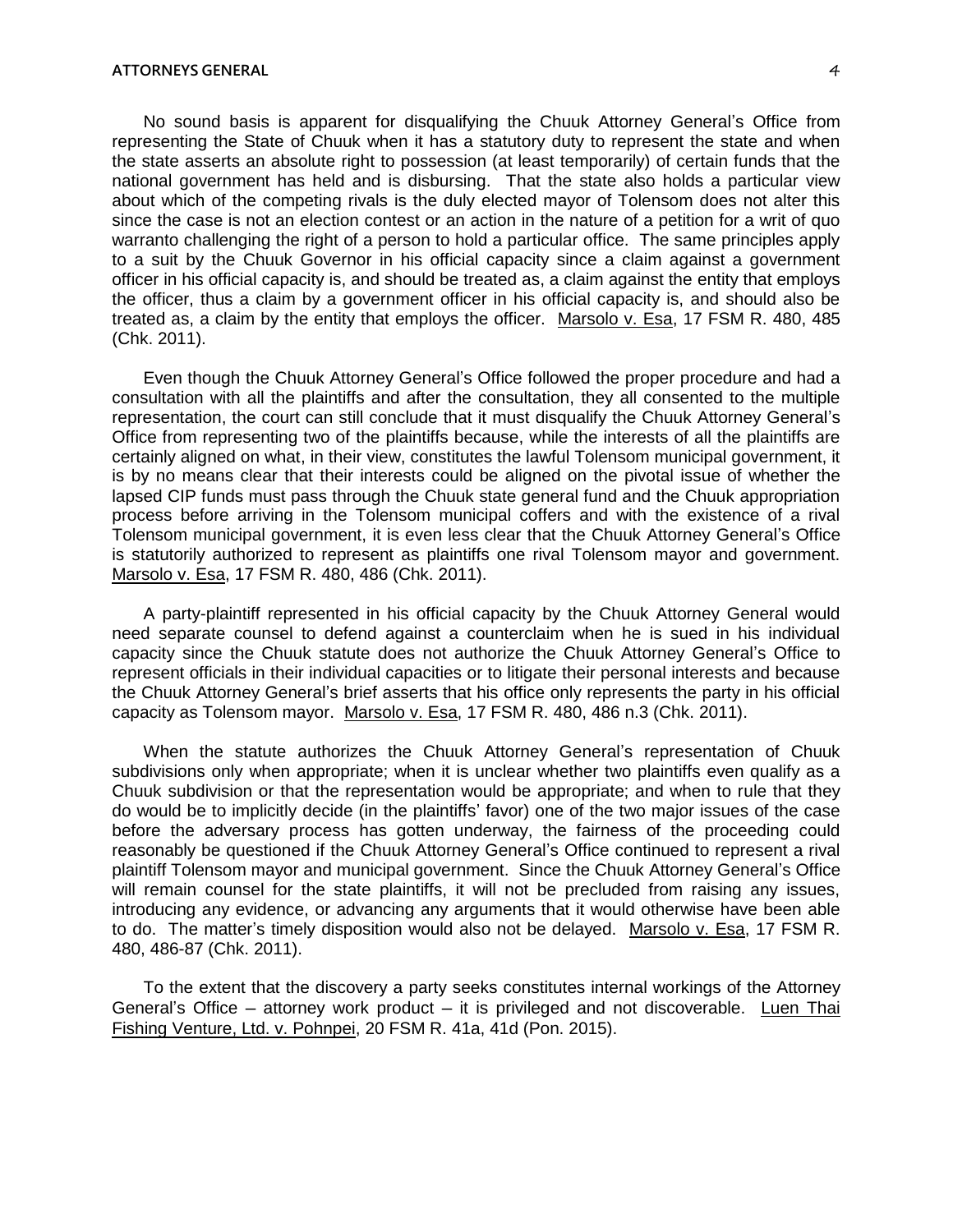No sound basis is apparent for disqualifying the Chuuk Attorney General's Office from representing the State of Chuuk when it has a statutory duty to represent the state and when the state asserts an absolute right to possession (at least temporarily) of certain funds that the national government has held and is disbursing. That the state also holds a particular view about which of the competing rivals is the duly elected mayor of Tolensom does not alter this since the case is not an election contest or an action in the nature of a petition for a writ of quo warranto challenging the right of a person to hold a particular office. The same principles apply to a suit by the Chuuk Governor in his official capacity since a claim against a government officer in his official capacity is, and should be treated as, a claim against the entity that employs the officer, thus a claim by a government officer in his official capacity is, and should also be treated as, a claim by the entity that employs the officer. Marsolo v. Esa, 17 FSM R. 480, 485 (Chk. 2011).

Even though the Chuuk Attorney General's Office followed the proper procedure and had a consultation with all the plaintiffs and after the consultation, they all consented to the multiple representation, the court can still conclude that it must disqualify the Chuuk Attorney General's Office from representing two of the plaintiffs because, while the interests of all the plaintiffs are certainly aligned on what, in their view, constitutes the lawful Tolensom municipal government, it is by no means clear that their interests could be aligned on the pivotal issue of whether the lapsed CIP funds must pass through the Chuuk state general fund and the Chuuk appropriation process before arriving in the Tolensom municipal coffers and with the existence of a rival Tolensom municipal government, it is even less clear that the Chuuk Attorney General's Office is statutorily authorized to represent as plaintiffs one rival Tolensom mayor and government. Marsolo v. Esa, 17 FSM R. 480, 486 (Chk. 2011).

A party-plaintiff represented in his official capacity by the Chuuk Attorney General would need separate counsel to defend against a counterclaim when he is sued in his individual capacity since the Chuuk statute does not authorize the Chuuk Attorney General's Office to represent officials in their individual capacities or to litigate their personal interests and because the Chuuk Attorney General's brief asserts that his office only represents the party in his official capacity as Tolensom mayor. Marsolo v. Esa, 17 FSM R. 480, 486 n.3 (Chk. 2011).

When the statute authorizes the Chuuk Attorney General's representation of Chuuk subdivisions only when appropriate; when it is unclear whether two plaintiffs even qualify as a Chuuk subdivision or that the representation would be appropriate; and when to rule that they do would be to implicitly decide (in the plaintiffs' favor) one of the two major issues of the case before the adversary process has gotten underway, the fairness of the proceeding could reasonably be questioned if the Chuuk Attorney General's Office continued to represent a rival plaintiff Tolensom mayor and municipal government. Since the Chuuk Attorney General's Office will remain counsel for the state plaintiffs, it will not be precluded from raising any issues, introducing any evidence, or advancing any arguments that it would otherwise have been able to do. The matter's timely disposition would also not be delayed. Marsolo v. Esa, 17 FSM R. 480, 486-87 (Chk. 2011).

To the extent that the discovery a party seeks constitutes internal workings of the Attorney General's Office – attorney work product – it is privileged and not discoverable. Luen Thai Fishing Venture, Ltd. v. Pohnpei, 20 FSM R. 41a, 41d (Pon. 2015).